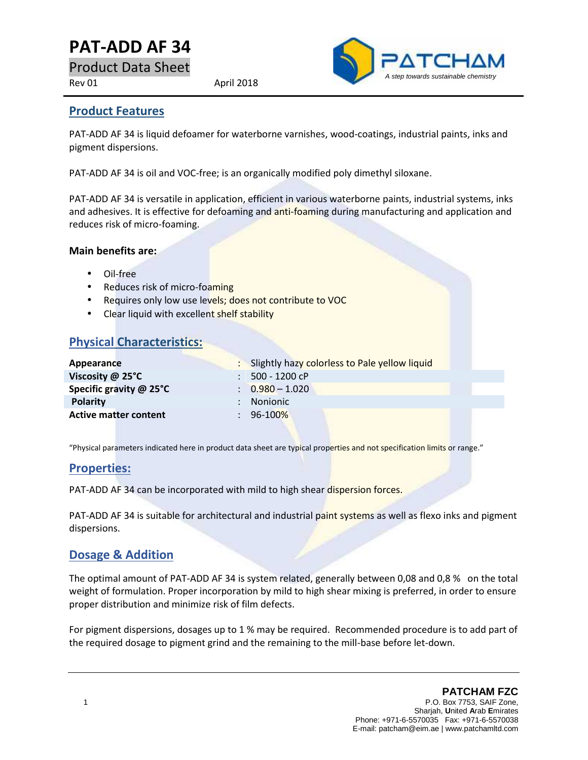# PAT-ADD AF 34

Product Data Sheet

Rev 01 April 2018

## Product Features

PAT-ADD AF 34 is liquid defoamer for waterborne varnishes, wood-coatings, industrial paints, inks and pigment dispersions.

PAT-ADD AF 34 is oil and VOC-free; is an organically modified poly dimethyl siloxane.

PAT-ADD AF 34 is versatile in application, efficient in various waterborne paints, industrial systems, inks and adhesives. It is effective for defoaming and anti-foaming during manufacturing and application and reduces risk of micro-foaming.

**Main benefits are:**

- Oil-free
- Reduces risk of micro-foaming
- Requires only low use levels; does not contribute to VOC
- Clear liquid with excellent shelf stability

## Physical Characteristics:

| | | |
|---|---|---|
| **Appearance** | : | Slightly hazy colorless to Pale yellow liquid |
| **Viscosity @ 25°C** | : | 500 - 1200 cP |
| **Specific gravity @ 25°C** | : | 0.980 – 1.020 |
| **Polarity** | : | Nonionic |
| **Active matter content** | : | 96-100% |

"Physical parameters indicated here in product data sheet are typical properties and not specification limits or range."

## Properties:

PAT-ADD AF 34 can be incorporated with mild to high shear dispersion forces.

PAT-ADD AF 34 is suitable for architectural and industrial paint systems as well as flexo inks and pigment dispersions.

## Dosage & Addition

The optimal amount of PAT-ADD AF 34 is system related, generally between 0,08 and 0,8 % on the total weight of formulation. Proper incorporation by mild to high shear mixing is preferred, in order to ensure proper distribution and minimize risk of film defects.

For pigment dispersions, dosages up to 1 % may be required. Recommended procedure is to add part of the required dosage to pigment grind and the remaining to the mill-base before let-down.

**PATCHAM FZC**
P.O. Box 7753, SAIF Zone,
Sharjah, United Arab Emirates
Phone: +971-6-5570035 Fax: +971-6-5570038
E-mail: patcham@eim.ae | www.patchamltd.com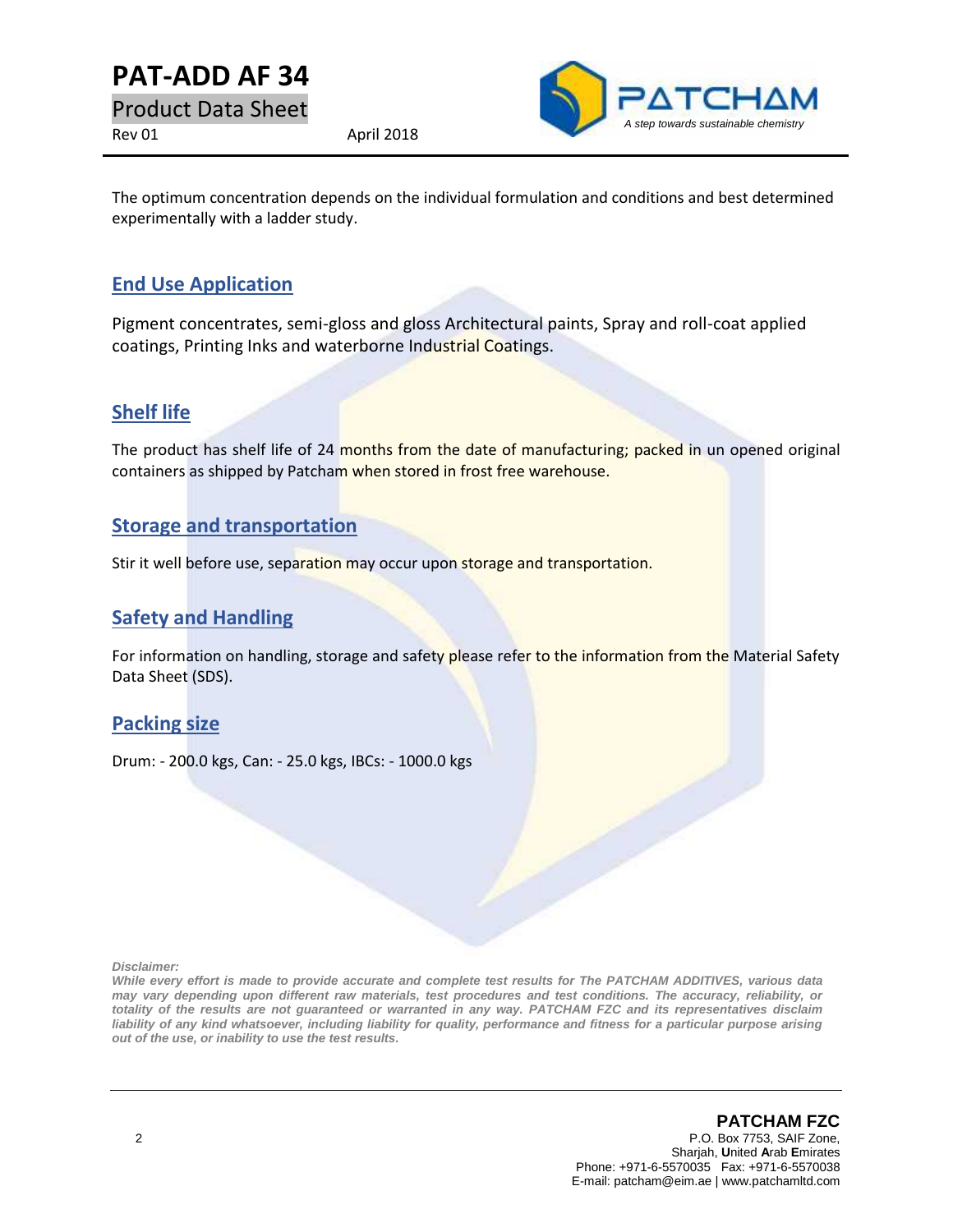The optimum concentration depends on the individual formulation and conditions and best determined experimentally with a ladder study.

## End Use Application

Pigment concentrates, semi-gloss and gloss Architectural paints, Spray and roll-coat applied coatings, Printing Inks and waterborne Industrial Coatings.

## Shelf life

The product has shelf life of 24 months from the date of manufacturing; packed in un opened original containers as shipped by Patcham when stored in frost free warehouse.

## Storage and transportation

Stir it well before use, separation may occur upon storage and transportation.

## Safety and Handling

For information on handling, storage and safety please refer to the information from the Material Safety Data Sheet (SDS).

## Packing size

Drum: - 200.0 kgs, Can: - 25.0 kgs, IBCs: - 1000.0 kgs

***Disclaimer:***

***While every effort is made to provide accurate and complete test results for The PATCHAM ADDITIVES, various data may vary depending upon different raw materials, test procedures and test conditions. The accuracy, reliability, or totality of the results are not guaranteed or warranted in any way. PATCHAM FZC and its representatives disclaim liability of any kind whatsoever, including liability for quality, performance and fitness for a particular purpose arising out of the use, or inability to use the test results.***

**PATCHAM FZC**
P.O. Box 7753, SAIF Zone,
Sharjah, **U**nited **A**rab **E**mirates
Phone: +971-6-5570035 Fax: +971-6-5570038
E-mail: patcham@eim.ae | www.patchamltd.com